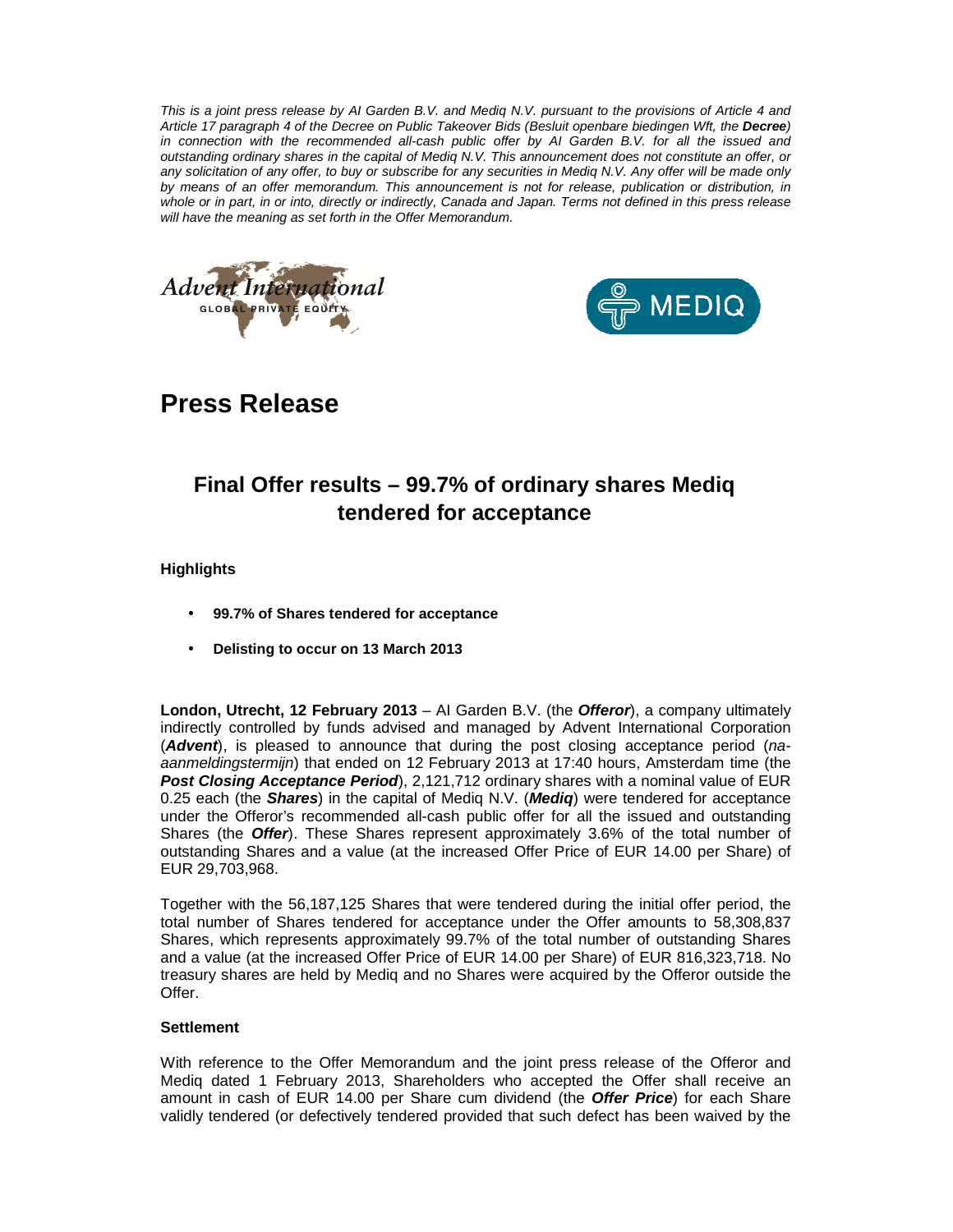*This is a joint press release by AI Garden B.V. and Mediq N.V. pursuant to the provisions of Article 4 and Article 17 paragraph 4 of the Decree on Public Takeover Bids (Besluit openbare biedingen Wft, the **Decree**) in connection with the recommended all-cash public offer by AI Garden B.V. for all the issued and outstanding ordinary shares in the capital of Mediq N.V. This announcement does not constitute an offer, or any solicitation of any offer, to buy or subscribe for any securities in Mediq N.V. Any offer will be made only by means of an offer memorandum. This announcement is not for release, publication or distribution, in whole or in part, in or into, directly or indirectly, Canada and Japan. Terms not defined in this press release will have the meaning as set forth in the Offer Memorandum.*

# Press Release

## Final Offer results – 99.7% of ordinary shares Mediq tendered for acceptance

**Highlights**

- **99.7% of Shares tendered for acceptance**
- **Delisting to occur on 13 March 2013**

**London, Utrecht, 12 February 2013** – AI Garden B.V. (the ***Offeror***), a company ultimately indirectly controlled by funds advised and managed by Advent International Corporation (***Advent***), is pleased to announce that during the post closing acceptance period (*na-aanmeldingstermijn*) that ended on 12 February 2013 at 17:40 hours, Amsterdam time (the ***Post Closing Acceptance Period***), 2,121,712 ordinary shares with a nominal value of EUR 0.25 each (the ***Shares***) in the capital of Mediq N.V. (***Mediq***) were tendered for acceptance under the Offeror's recommended all-cash public offer for all the issued and outstanding Shares (the ***Offer***). These Shares represent approximately 3.6% of the total number of outstanding Shares and a value (at the increased Offer Price of EUR 14.00 per Share) of EUR 29,703,968.

Together with the 56,187,125 Shares that were tendered during the initial offer period, the total number of Shares tendered for acceptance under the Offer amounts to 58,308,837 Shares, which represents approximately 99.7% of the total number of outstanding Shares and a value (at the increased Offer Price of EUR 14.00 per Share) of EUR 816,323,718. No treasury shares are held by Mediq and no Shares were acquired by the Offeror outside the Offer.

**Settlement**

With reference to the Offer Memorandum and the joint press release of the Offeror and Mediq dated 1 February 2013, Shareholders who accepted the Offer shall receive an amount in cash of EUR 14.00 per Share cum dividend (the ***Offer Price***) for each Share validly tendered (or defectively tendered provided that such defect has been waived by the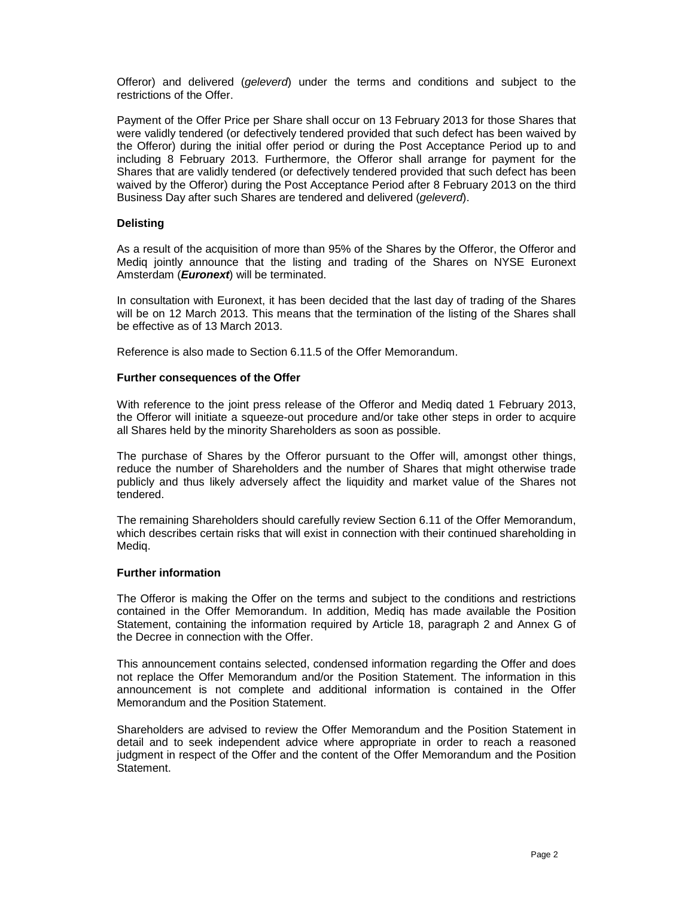Offeror) and delivered (*geleverd*) under the terms and conditions and subject to the restrictions of the Offer.

Payment of the Offer Price per Share shall occur on 13 February 2013 for those Shares that were validly tendered (or defectively tendered provided that such defect has been waived by the Offeror) during the initial offer period or during the Post Acceptance Period up to and including 8 February 2013. Furthermore, the Offeror shall arrange for payment for the Shares that are validly tendered (or defectively tendered provided that such defect has been waived by the Offeror) during the Post Acceptance Period after 8 February 2013 on the third Business Day after such Shares are tendered and delivered (*geleverd*).

**Delisting**

As a result of the acquisition of more than 95% of the Shares by the Offeror, the Offeror and Mediq jointly announce that the listing and trading of the Shares on NYSE Euronext Amsterdam (***Euronext***) will be terminated.

In consultation with Euronext, it has been decided that the last day of trading of the Shares will be on 12 March 2013. This means that the termination of the listing of the Shares shall be effective as of 13 March 2013.

Reference is also made to Section 6.11.5 of the Offer Memorandum.

**Further consequences of the Offer**

With reference to the joint press release of the Offeror and Mediq dated 1 February 2013, the Offeror will initiate a squeeze-out procedure and/or take other steps in order to acquire all Shares held by the minority Shareholders as soon as possible.

The purchase of Shares by the Offeror pursuant to the Offer will, amongst other things, reduce the number of Shareholders and the number of Shares that might otherwise trade publicly and thus likely adversely affect the liquidity and market value of the Shares not tendered.

The remaining Shareholders should carefully review Section 6.11 of the Offer Memorandum, which describes certain risks that will exist in connection with their continued shareholding in Mediq.

**Further information**

The Offeror is making the Offer on the terms and subject to the conditions and restrictions contained in the Offer Memorandum. In addition, Mediq has made available the Position Statement, containing the information required by Article 18, paragraph 2 and Annex G of the Decree in connection with the Offer.

This announcement contains selected, condensed information regarding the Offer and does not replace the Offer Memorandum and/or the Position Statement. The information in this announcement is not complete and additional information is contained in the Offer Memorandum and the Position Statement.

Shareholders are advised to review the Offer Memorandum and the Position Statement in detail and to seek independent advice where appropriate in order to reach a reasoned judgment in respect of the Offer and the content of the Offer Memorandum and the Position Statement.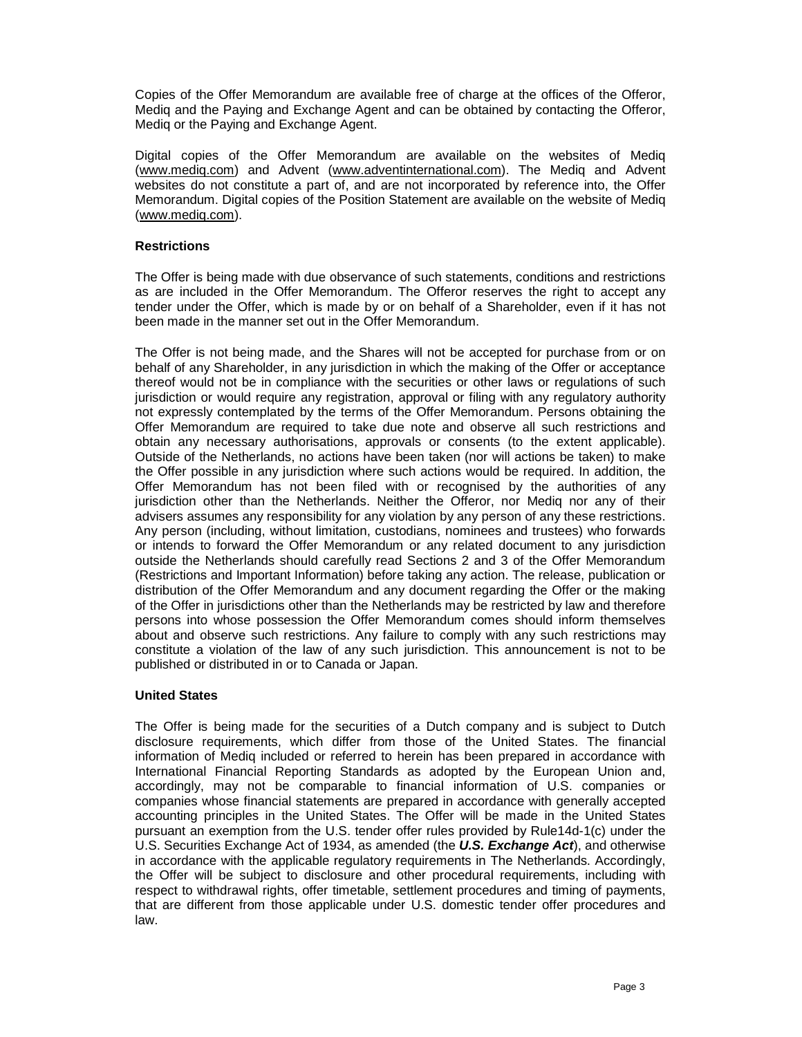Copies of the Offer Memorandum are available free of charge at the offices of the Offeror, Mediq and the Paying and Exchange Agent and can be obtained by contacting the Offeror, Mediq or the Paying and Exchange Agent.

Digital copies of the Offer Memorandum are available on the websites of Mediq (www.mediq.com) and Advent (www.adventinternational.com). The Mediq and Advent websites do not constitute a part of, and are not incorporated by reference into, the Offer Memorandum. Digital copies of the Position Statement are available on the website of Mediq (www.mediq.com).

**Restrictions**

The Offer is being made with due observance of such statements, conditions and restrictions as are included in the Offer Memorandum. The Offeror reserves the right to accept any tender under the Offer, which is made by or on behalf of a Shareholder, even if it has not been made in the manner set out in the Offer Memorandum.

The Offer is not being made, and the Shares will not be accepted for purchase from or on behalf of any Shareholder, in any jurisdiction in which the making of the Offer or acceptance thereof would not be in compliance with the securities or other laws or regulations of such jurisdiction or would require any registration, approval or filing with any regulatory authority not expressly contemplated by the terms of the Offer Memorandum. Persons obtaining the Offer Memorandum are required to take due note and observe all such restrictions and obtain any necessary authorisations, approvals or consents (to the extent applicable). Outside of the Netherlands, no actions have been taken (nor will actions be taken) to make the Offer possible in any jurisdiction where such actions would be required. In addition, the Offer Memorandum has not been filed with or recognised by the authorities of any jurisdiction other than the Netherlands. Neither the Offeror, nor Mediq nor any of their advisers assumes any responsibility for any violation by any person of any these restrictions. Any person (including, without limitation, custodians, nominees and trustees) who forwards or intends to forward the Offer Memorandum or any related document to any jurisdiction outside the Netherlands should carefully read Sections 2 and 3 of the Offer Memorandum (Restrictions and Important Information) before taking any action. The release, publication or distribution of the Offer Memorandum and any document regarding the Offer or the making of the Offer in jurisdictions other than the Netherlands may be restricted by law and therefore persons into whose possession the Offer Memorandum comes should inform themselves about and observe such restrictions. Any failure to comply with any such restrictions may constitute a violation of the law of any such jurisdiction. This announcement is not to be published or distributed in or to Canada or Japan.

**United States**

The Offer is being made for the securities of a Dutch company and is subject to Dutch disclosure requirements, which differ from those of the United States. The financial information of Mediq included or referred to herein has been prepared in accordance with International Financial Reporting Standards as adopted by the European Union and, accordingly, may not be comparable to financial information of U.S. companies or companies whose financial statements are prepared in accordance with generally accepted accounting principles in the United States. The Offer will be made in the United States pursuant an exemption from the U.S. tender offer rules provided by Rule14d-1(c) under the U.S. Securities Exchange Act of 1934, as amended (the ***U.S. Exchange Act***), and otherwise in accordance with the applicable regulatory requirements in The Netherlands. Accordingly, the Offer will be subject to disclosure and other procedural requirements, including with respect to withdrawal rights, offer timetable, settlement procedures and timing of payments, that are different from those applicable under U.S. domestic tender offer procedures and law.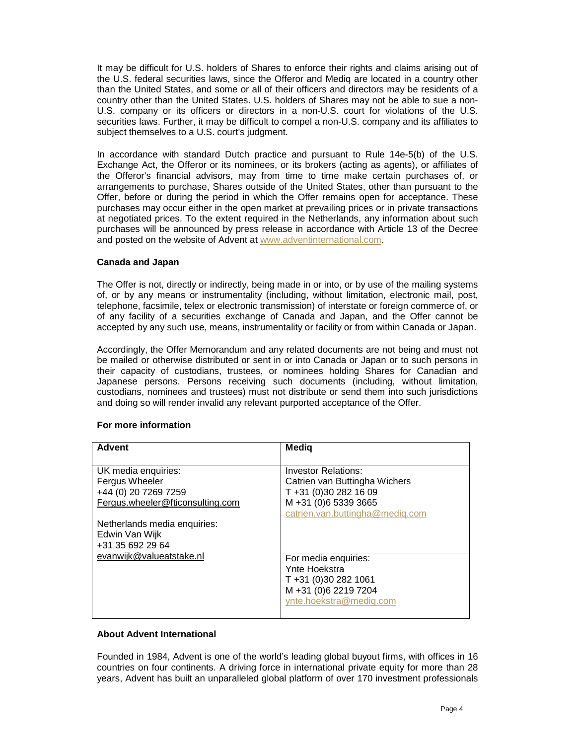It may be difficult for U.S. holders of Shares to enforce their rights and claims arising out of the U.S. federal securities laws, since the Offeror and Mediq are located in a country other than the United States, and some or all of their officers and directors may be residents of a country other than the United States. U.S. holders of Shares may not be able to sue a non-U.S. company or its officers or directors in a non-U.S. court for violations of the U.S. securities laws. Further, it may be difficult to compel a non-U.S. company and its affiliates to subject themselves to a U.S. court's judgment.

In accordance with standard Dutch practice and pursuant to Rule 14e-5(b) of the U.S. Exchange Act, the Offeror or its nominees, or its brokers (acting as agents), or affiliates of the Offeror's financial advisors, may from time to time make certain purchases of, or arrangements to purchase, Shares outside of the United States, other than pursuant to the Offer, before or during the period in which the Offer remains open for acceptance. These purchases may occur either in the open market at prevailing prices or in private transactions at negotiated prices. To the extent required in the Netherlands, any information about such purchases will be announced by press release in accordance with Article 13 of the Decree and posted on the website of Advent at www.adventinternational.com.

**Canada and Japan**

The Offer is not, directly or indirectly, being made in or into, or by use of the mailing systems of, or by any means or instrumentality (including, without limitation, electronic mail, post, telephone, facsimile, telex or electronic transmission) of interstate or foreign commerce of, or of any facility of a securities exchange of Canada and Japan, and the Offer cannot be accepted by any such use, means, instrumentality or facility or from within Canada or Japan.

Accordingly, the Offer Memorandum and any related documents are not being and must not be mailed or otherwise distributed or sent in or into Canada or Japan or to such persons in their capacity of custodians, trustees, or nominees holding Shares for Canadian and Japanese persons. Persons receiving such documents (including, without limitation, custodians, nominees and trustees) must not distribute or send them into such jurisdictions and doing so will render invalid any relevant purported acceptance of the Offer.

**For more information**

| **Advent** | **Mediq** |
|---|---|
| UK media enquiries:<br>Fergus Wheeler<br>+44 (0) 20 7269 7259<br>Fergus.wheeler@fticonsulting.com<br><br>Netherlands media enquiries:<br>Edwin Van Wijk<br>+31 35 692 29 64<br>evanwijk@valueatstake.nl | Investor Relations:<br>Catrien van Buttingha Wichers<br>T +31 (0)30 282 16 09<br>M +31 (0)6 5339 3665<br>catrien.van.buttingha@mediq.com<br><br>For media enquiries:<br>Ynte Hoekstra<br>T +31 (0)30 282 1061<br>M +31 (0)6 2219 7204<br>ynte.hoekstra@mediq.com |

**About Advent International**

Founded in 1984, Advent is one of the world's leading global buyout firms, with offices in 16 countries on four continents. A driving force in international private equity for more than 28 years, Advent has built an unparalleled global platform of over 170 investment professionals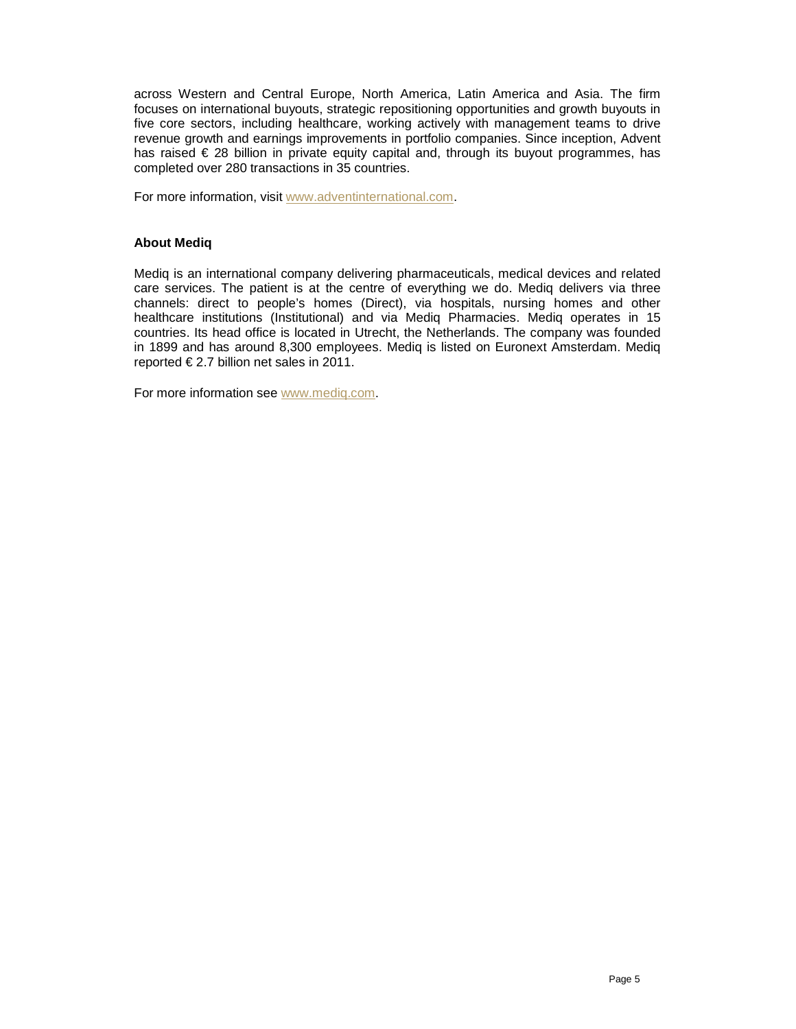across Western and Central Europe, North America, Latin America and Asia. The firm focuses on international buyouts, strategic repositioning opportunities and growth buyouts in five core sectors, including healthcare, working actively with management teams to drive revenue growth and earnings improvements in portfolio companies. Since inception, Advent has raised € 28 billion in private equity capital and, through its buyout programmes, has completed over 280 transactions in 35 countries.

For more information, visit www.adventinternational.com.

**About Mediq**

Mediq is an international company delivering pharmaceuticals, medical devices and related care services. The patient is at the centre of everything we do. Mediq delivers via three channels: direct to people's homes (Direct), via hospitals, nursing homes and other healthcare institutions (Institutional) and via Mediq Pharmacies. Mediq operates in 15 countries. Its head office is located in Utrecht, the Netherlands. The company was founded in 1899 and has around 8,300 employees. Mediq is listed on Euronext Amsterdam. Mediq reported € 2.7 billion net sales in 2011.

For more information see www.mediq.com.